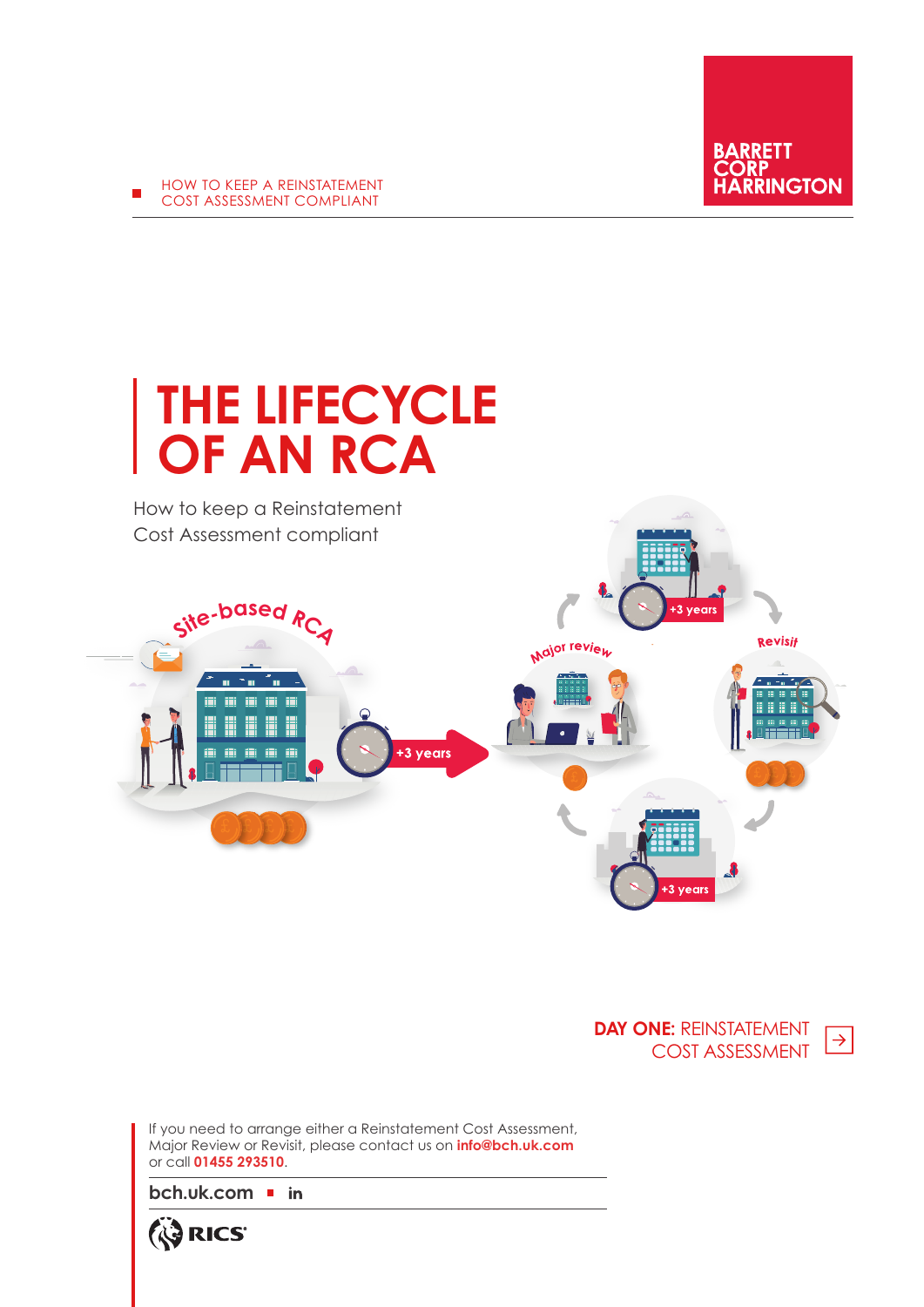HOW TO KEEP A REINSTATEMENT COST ASSESSMENT COMPLIANT

BARRETT CORP HARRINGTON

# THE LIFECYCLE OF AN RCA

How to keep a Reinstatement Cost Assessment compliant

Site-based RCA

+3 years

Major review

+3 years

Revisit

+3 years

**DAY ONE:** REINSTATEMENT COST ASSESSMENT

If you need to arrange either a Reinstatement Cost Assessment, Major Review or Revisit, please contact us on **info@bch.uk.com** or call **01455 293510**.

**bch.uk.com** ▪ **in**

RICS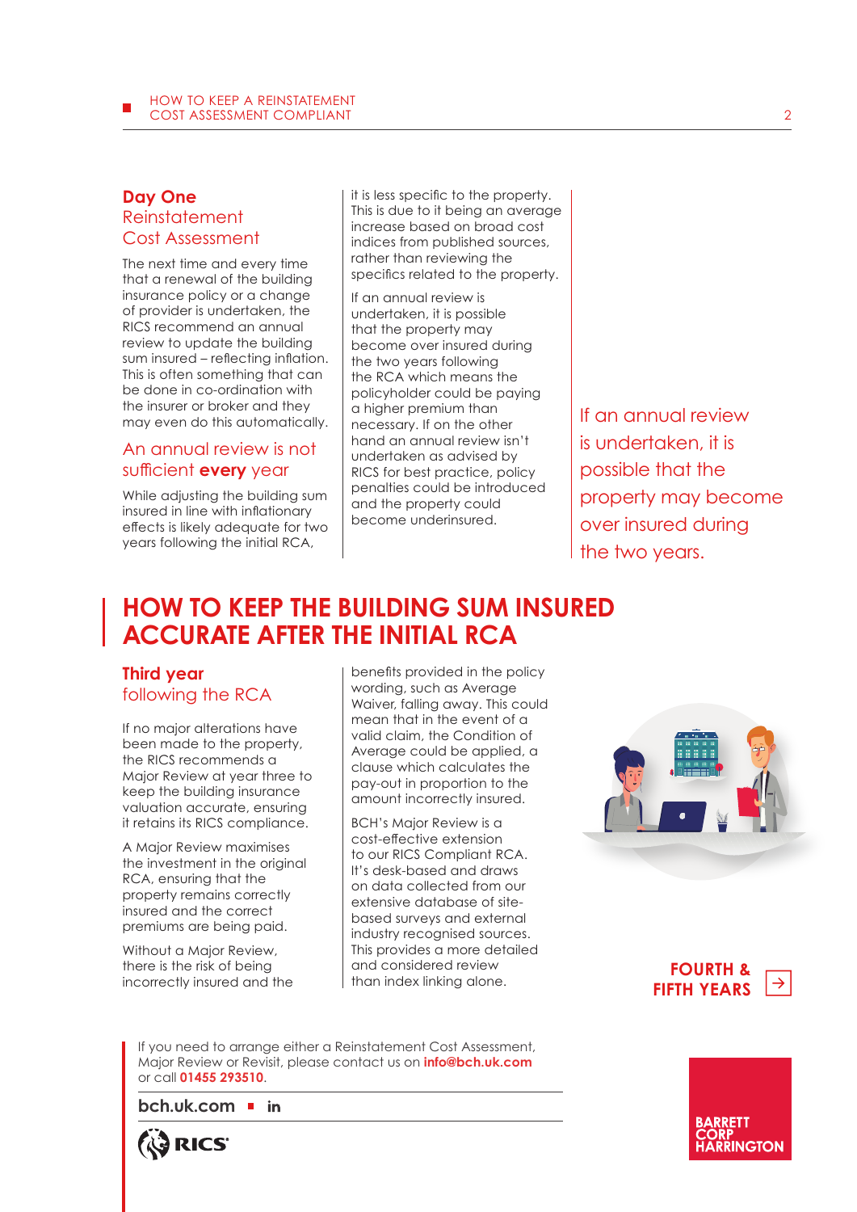## **Day One** Reinstatement Cost Assessment

The next time and every time that a renewal of the building insurance policy or a change of provider is undertaken, the RICS recommend an annual review to update the building sum insured – reflecting inflation. This is often something that can be done in co-ordination with the insurer or broker and they may even do this automatically.

### An annual review is not sufficient **every** year

While adjusting the building sum insured in line with inflationary effects is likely adequate for two years following the initial RCA, it is less specific to the property. This is due to it being an average increase based on broad cost indices from published sources, rather than reviewing the specifics related to the property.

If an annual review is undertaken, it is possible that the property may become over insured during the two years following the RCA which means the policyholder could be paying a higher premium than necessary. If on the other hand an annual review isn't undertaken as advised by RICS for best practice, policy penalties could be introduced and the property could become underinsured.

> If an annual review is undertaken, it is possible that the property may become over insured during the two years.

# HOW TO KEEP THE BUILDING SUM INSURED ACCURATE AFTER THE INITIAL RCA

## **Third year** following the RCA

If no major alterations have been made to the property, the RICS recommends a Major Review at year three to keep the building insurance valuation accurate, ensuring it retains its RICS compliance.

A Major Review maximises the investment in the original RCA, ensuring that the property remains correctly insured and the correct premiums are being paid.

Without a Major Review, there is the risk of being incorrectly insured and the benefits provided in the policy wording, such as Average Waiver, falling away. This could mean that in the event of a valid claim, the Condition of Average could be applied, a clause which calculates the pay-out in proportion to the amount incorrectly insured.

BCH's Major Review is a cost-effective extension to our RICS Compliant RCA. It's desk-based and draws on data collected from our extensive database of site-based surveys and external industry recognised sources. This provides a more detailed and considered review than index linking alone.

**FOURTH & FIFTH YEARS** →

If you need to arrange either a Reinstatement Cost Assessment, Major Review or Revisit, please contact us on **info@bch.uk.com** or call **01455 293510**.

**bch.uk.com** ▪ **in**

RICS

BARRETT CORP HARRINGTON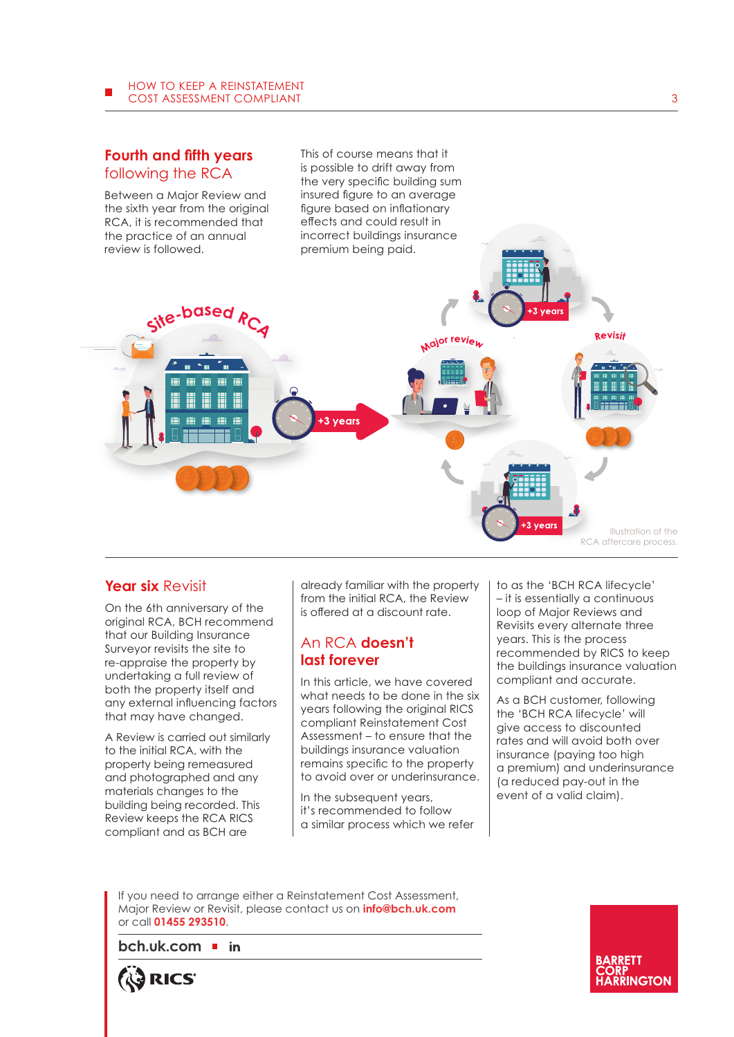## **Fourth and fifth years** following the RCA

Between a Major Review and the sixth year from the original RCA, it is recommended that the practice of an annual review is followed.

This of course means that it is possible to drift away from the very specific building sum insured figure to an average figure based on inflationary effects and could result in incorrect buildings insurance premium being paid.

Site-based RCA

+3 years

Major review

+3 years

Revisit

+3 years

Illustration of the RCA aftercare process.

## **Year six** Revisit

On the 6th anniversary of the original RCA, BCH recommend that our Building Insurance Surveyor revisits the site to re-appraise the property by undertaking a full review of both the property itself and any external influencing factors that may have changed.

A Review is carried out similarly to the initial RCA, with the property being remeasured and photographed and any materials changes to the building being recorded. This Review keeps the RCA RICS compliant and as BCH are already familiar with the property from the initial RCA, the Review is offered at a discount rate.

## An RCA **doesn't last forever**

In this article, we have covered what needs to be done in the six years following the original RICS compliant Reinstatement Cost Assessment – to ensure that the buildings insurance valuation remains specific to the property to avoid over or underinsurance.

In the subsequent years, it's recommended to follow a similar process which we refer to as the 'BCH RCA lifecycle' – it is essentially a continuous loop of Major Reviews and Revisits every alternate three years. This is the process recommended by RICS to keep the buildings insurance valuation compliant and accurate.

As a BCH customer, following the 'BCH RCA lifecycle' will give access to discounted rates and will avoid both over insurance (paying too high a premium) and underinsurance (a reduced pay-out in the event of a valid claim).

If you need to arrange either a Reinstatement Cost Assessment, Major Review or Revisit, please contact us on **info@bch.uk.com** or call **01455 293510**.

**bch.uk.com** ▪ **in**

RICS

BARRETT CORP HARRINGTON